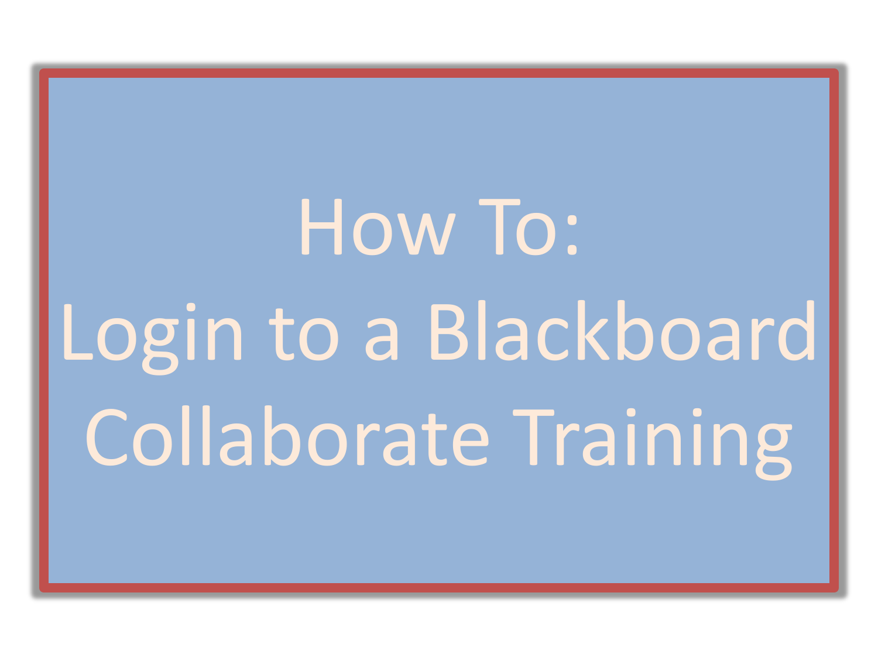# How To:
# Login to a Blackboard Collaborate Training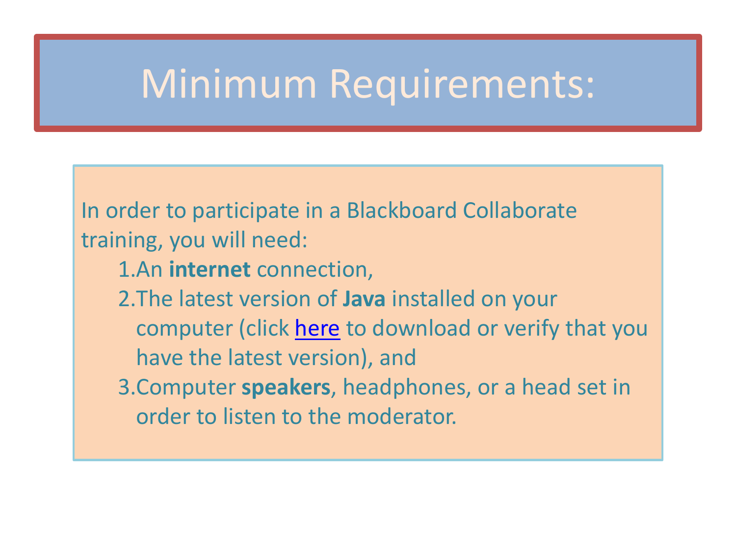# Minimum Requirements:

In order to participate in a Blackboard Collaborate training, you will need:

1. An **internet** connection,
2. The latest version of **Java** installed on your computer (click here to download or verify that you have the latest version), and
3. Computer **speakers**, headphones, or a head set in order to listen to the moderator.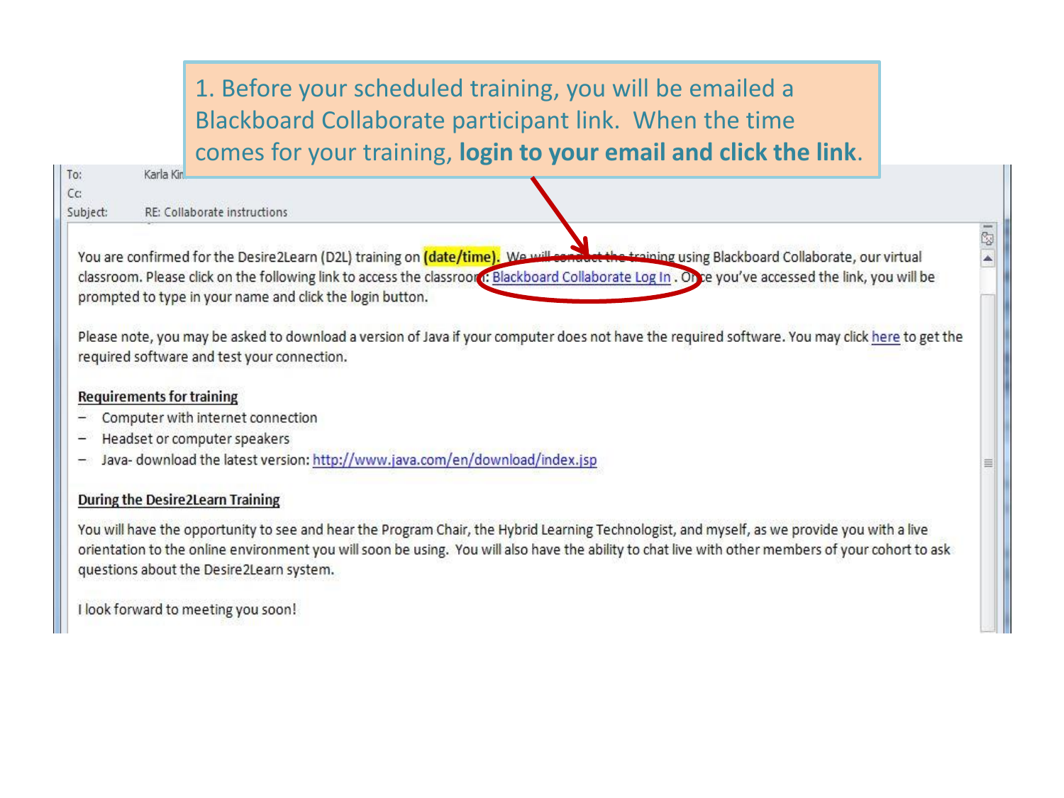1. Before your scheduled training, you will be emailed a Blackboard Collaborate participant link. When the time comes for your training, **login to your email and click the link**.

To: Karla Kin

Cc:

Subject: RE: Collaborate instructions

You are confirmed for the Desire2Learn (D2L) training on **(date/time)**. We will conduct the training using Blackboard Collaborate, our virtual classroom. Please click on the following link to access the classroom: Blackboard Collaborate Log In . Once you've accessed the link, you will be prompted to type in your name and click the login button.

Please note, you may be asked to download a version of Java if your computer does not have the required software. You may click here to get the required software and test your connection.

**Requirements for training**

- Computer with internet connection
- Headset or computer speakers
- Java- download the latest version: http://www.java.com/en/download/index.jsp

**During the Desire2Learn Training**

You will have the opportunity to see and hear the Program Chair, the Hybrid Learning Technologist, and myself, as we provide you with a live orientation to the online environment you will soon be using. You will also have the ability to chat live with other members of your cohort to ask questions about the Desire2Learn system.

I look forward to meeting you soon!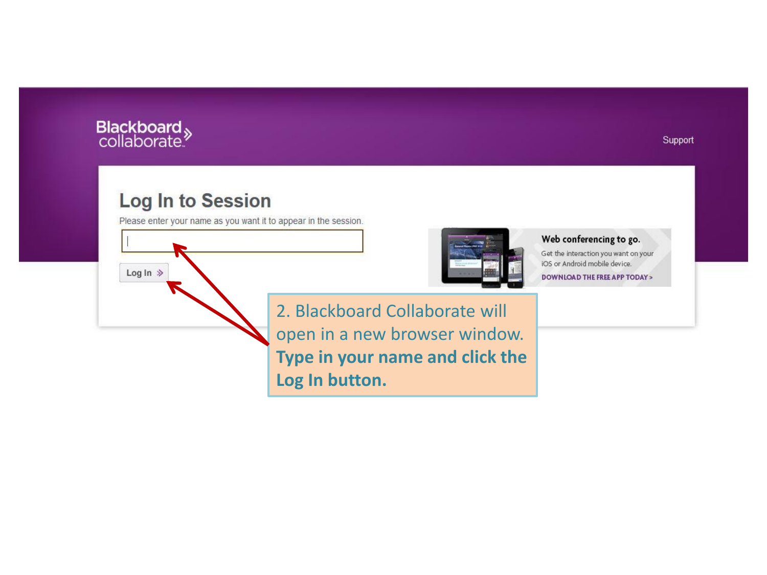Blackboard collaborate

Support

# Log In to Session

Please enter your name as you want it to appear in the session.

Log In »

**Web conferencing to go.**

Get the interaction you want on your iOS or Android mobile device.

DOWNLOAD THE FREE APP TODAY >

2. Blackboard Collaborate will open in a new browser window. **Type in your name and click the Log In button.**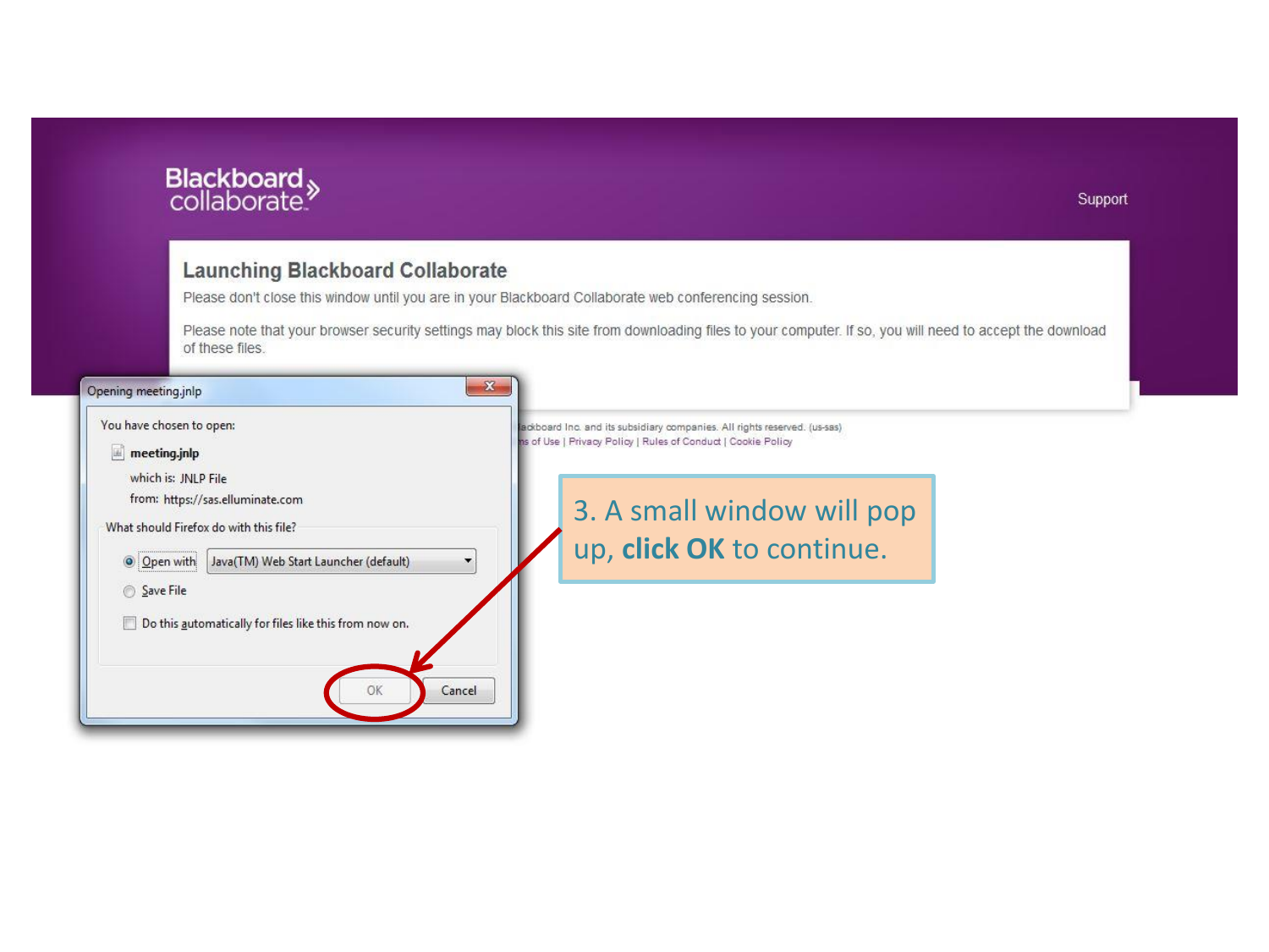Blackboard collaborate

Support

**Launching Blackboard Collaborate**

Please don't close this window until you are in your Blackboard Collaborate web conferencing session.

Please note that your browser security settings may block this site from downloading files to your computer. If so, you will need to accept the download of these files.

Opening meeting.jnlp

You have chosen to open:

**meeting.jnlp**

which is: JNLP File

from: https://sas.elluminate.com

What should Firefox do with this file?

Open with Java(TM) Web Start Launcher (default)

Save File

Do this automatically for files like this from now on.

OK Cancel

ackboard Inc. and its subsidiary companies. All rights reserved. (us-sas)

ns of Use | Privacy Policy | Rules of Conduct | Cookie Policy

3. A small window will pop up, **click OK** to continue.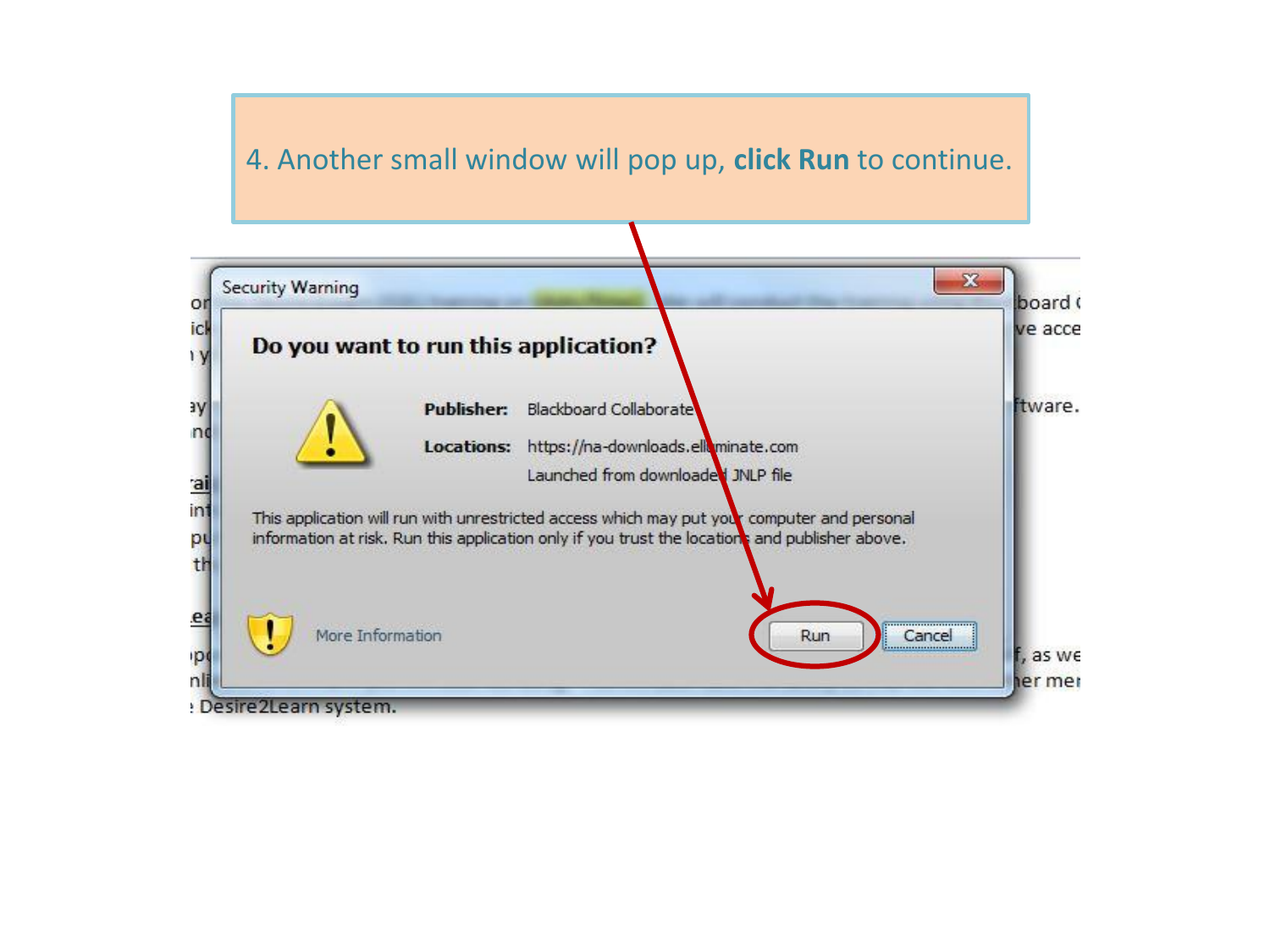4. Another small window will pop up, **click Run** to continue.

Security Warning

**Do you want to run this application?**

**Publisher:** Blackboard Collaborate

**Locations:** https://na-downloads.elluminate.com

Launched from downloaded JNLP file

This application will run with unrestricted access which may put your computer and personal information at risk. Run this application only if you trust the locations and publisher above.

More Information

Run

Cancel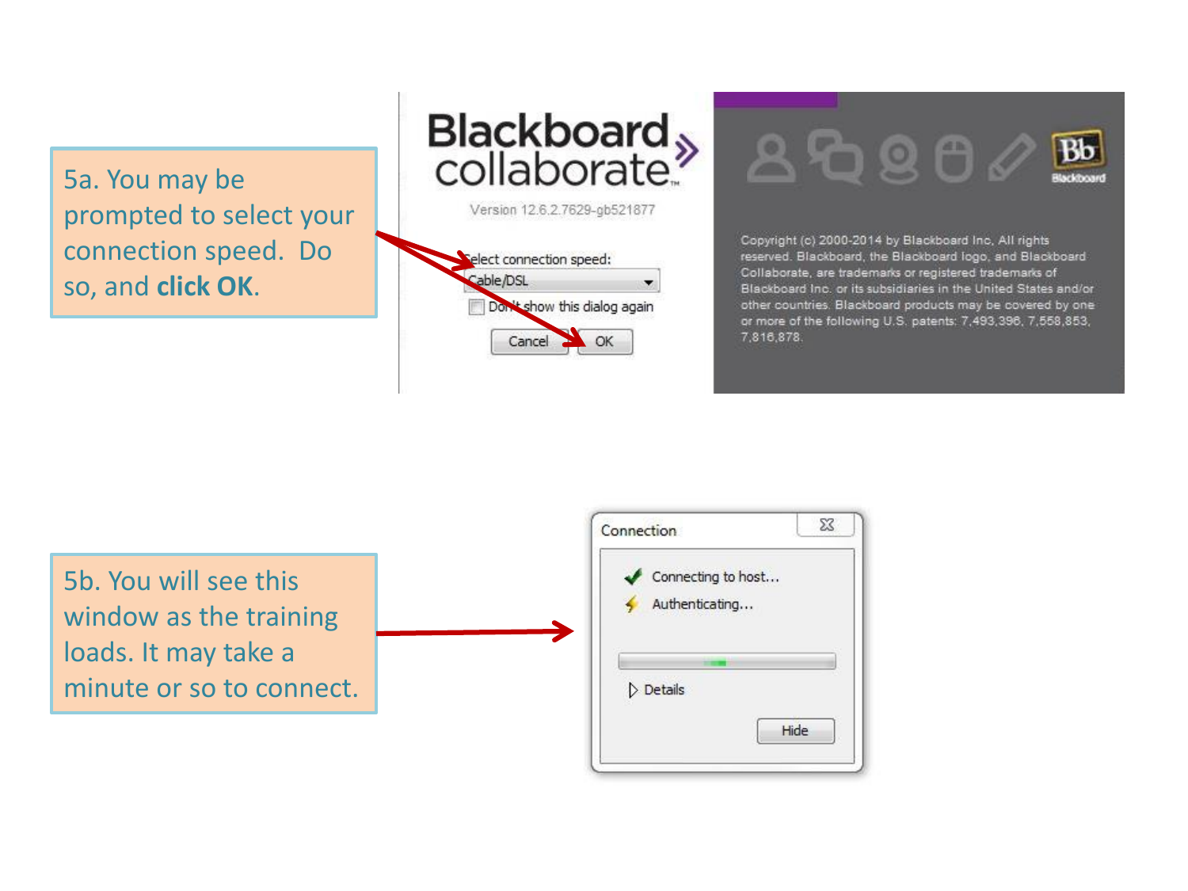5a. You may be prompted to select your connection speed. Do so, and **click OK**.

5b. You will see this window as the training loads. It may take a minute or so to connect.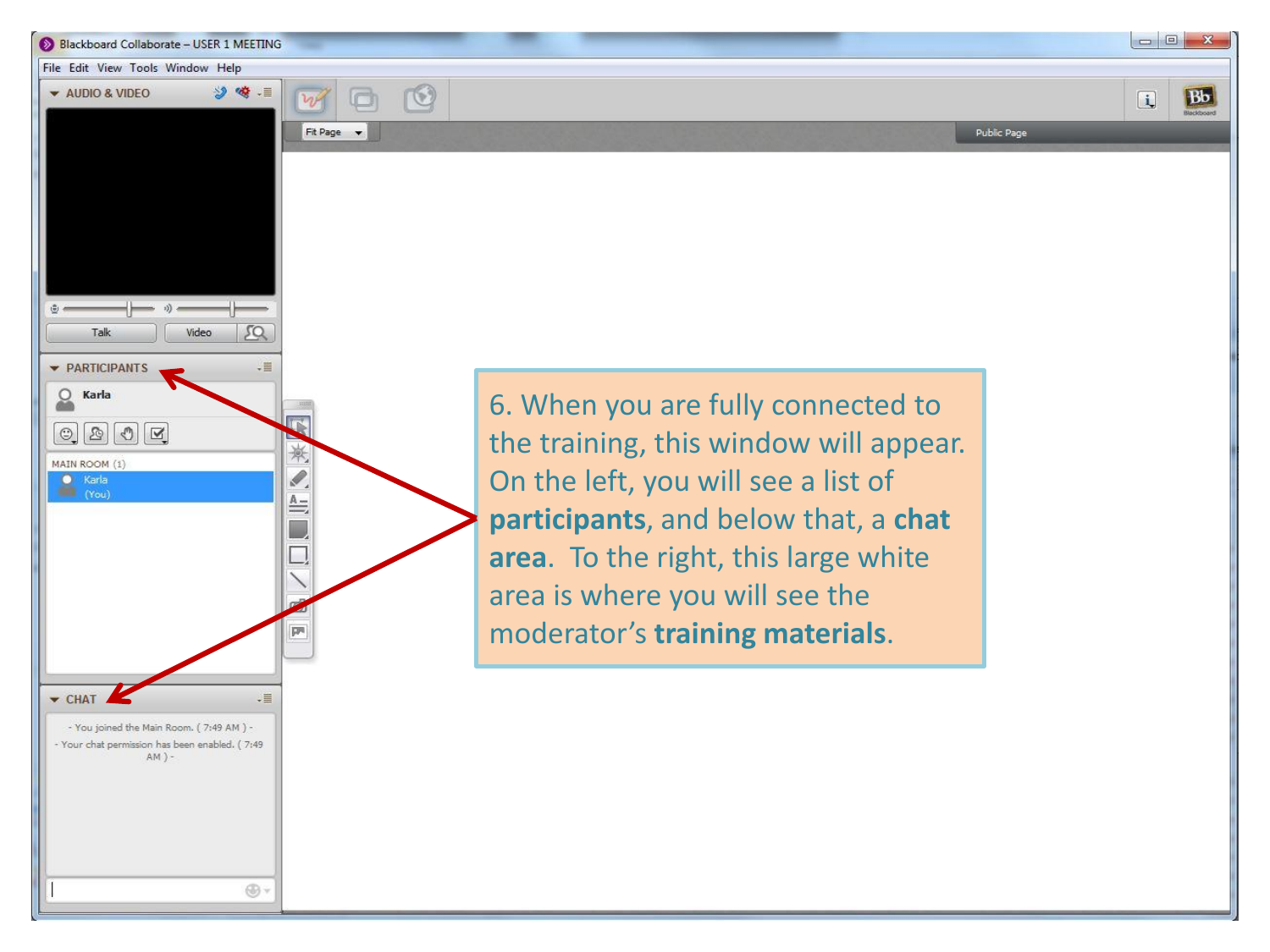6. When you are fully connected to the training, this window will appear. On the left, you will see a list of **participants**, and below that, a **chat area**. To the right, this large white area is where you will see the moderator's **training materials**.